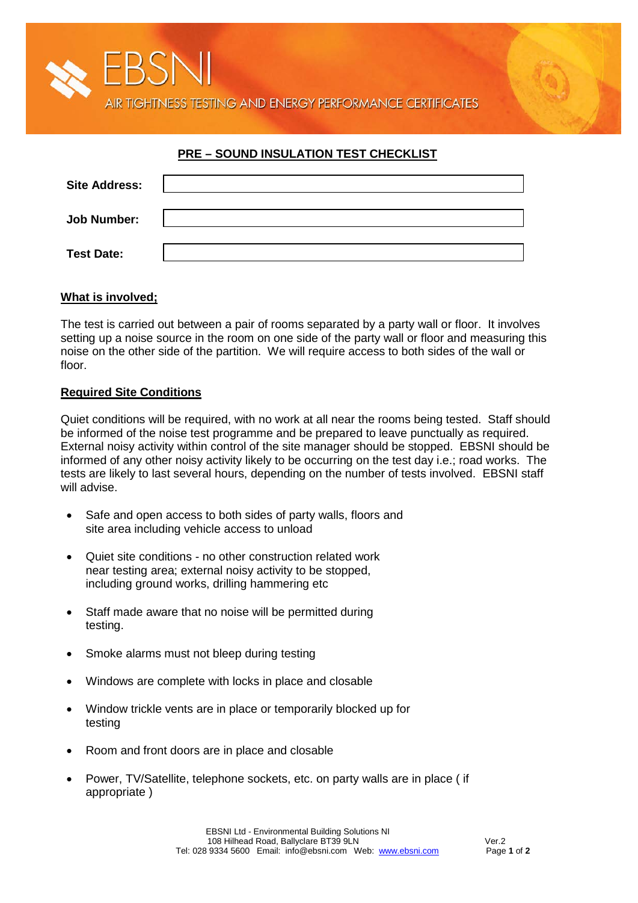EBSNI

AIR TIGHTNESS TESTING AND ENERGY PERFORMANCE CERTIFICATES

# PRE – SOUND INSULATION TEST CHECKLIST

| | |
|---|---|
| **Site Address:** | |
| **Job Number:** | |
| **Test Date:** | |

## What is involved;

The test is carried out between a pair of rooms separated by a party wall or floor. It involves setting up a noise source in the room on one side of the party wall or floor and measuring this noise on the other side of the partition. We will require access to both sides of the wall or floor.

## Required Site Conditions

Quiet conditions will be required, with no work at all near the rooms being tested. Staff should be informed of the noise test programme and be prepared to leave punctually as required. External noisy activity within control of the site manager should be stopped. EBSNI should be informed of any other noisy activity likely to be occurring on the test day i.e.; road works. The tests are likely to last several hours, depending on the number of tests involved. EBSNI staff will advise.

- Safe and open access to both sides of party walls, floors and site area including vehicle access to unload
- Quiet site conditions - no other construction related work near testing area; external noisy activity to be stopped, including ground works, drilling hammering etc
- Staff made aware that no noise will be permitted during testing.
- Smoke alarms must not bleep during testing
- Windows are complete with locks in place and closable
- Window trickle vents are in place or temporarily blocked up for testing
- Room and front doors are in place and closable
- Power, TV/Satellite, telephone sockets, etc. on party walls are in place ( if appropriate )

EBSNI Ltd - Environmental Building Solutions NI
108 Hilhead Road, Ballyclare BT39 9LN
Tel: 028 9334 5600 Email: info@ebsni.com Web: www.ebsni.com

Ver.2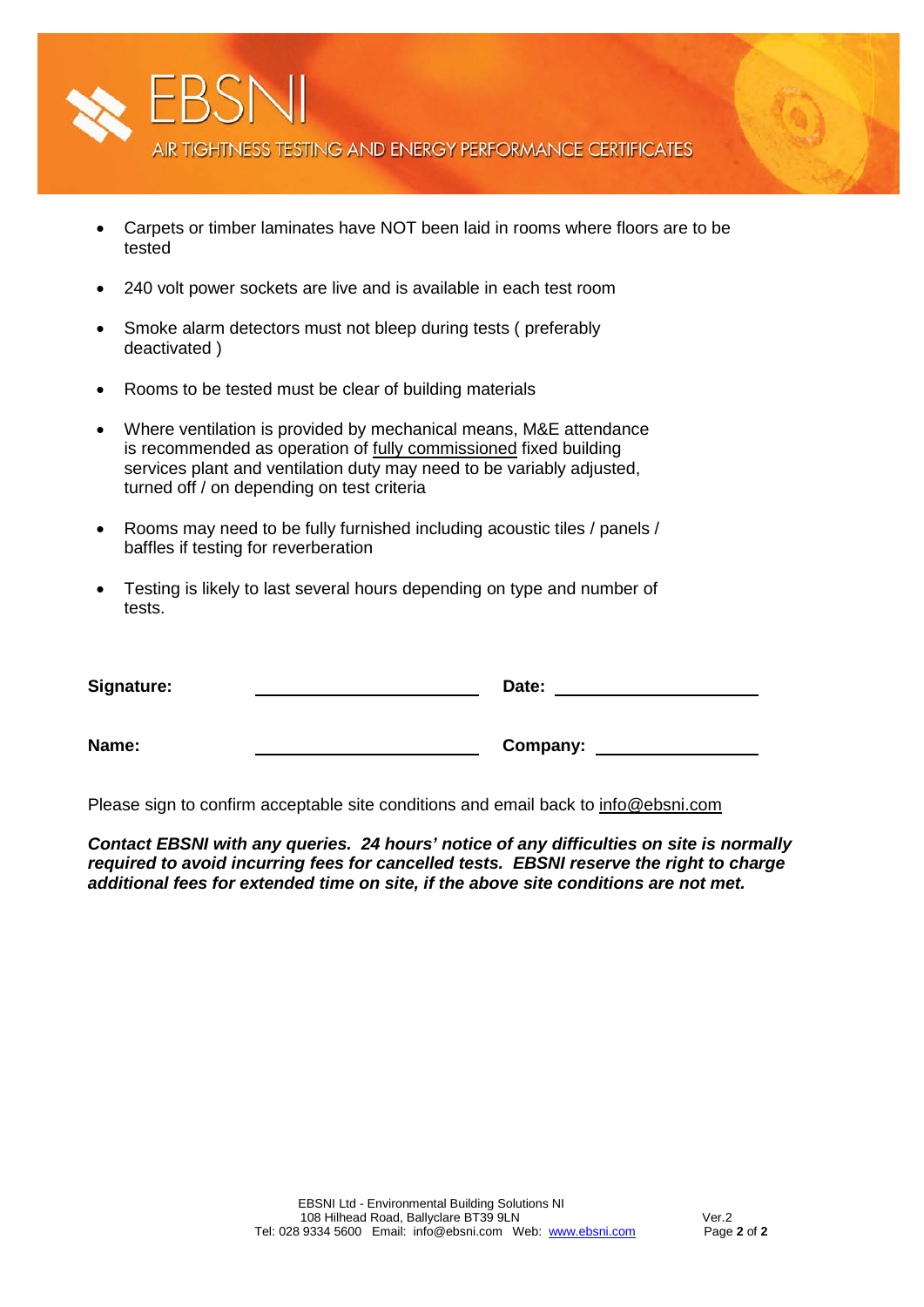- Carpets or timber laminates have NOT been laid in rooms where floors are to be tested

- 240 volt power sockets are live and is available in each test room

- Smoke alarm detectors must not bleep during tests ( preferably deactivated )

- Rooms to be tested must be clear of building materials

- Where ventilation is provided by mechanical means, M&E attendance is recommended as operation of fully commissioned fixed building services plant and ventilation duty may need to be variably adjusted, turned off / on depending on test criteria

- Rooms may need to be fully furnished including acoustic tiles / panels / baffles if testing for reverberation

- Testing is likely to last several hours depending on type and number of tests.

**Signature:** \_\_\_\_\_\_\_\_\_\_\_\_\_\_\_\_\_\_\_\_ **Date:** \_\_\_\_\_\_\_\_\_\_\_\_\_\_\_\_\_\_\_\_

**Name:** \_\_\_\_\_\_\_\_\_\_\_\_\_\_\_\_\_\_\_\_ **Company:** \_\_\_\_\_\_\_\_\_\_\_\_\_\_\_\_\_\_\_\_

Please sign to confirm acceptable site conditions and email back to info@ebsni.com

***Contact EBSNI with any queries. 24 hours' notice of any difficulties on site is normally required to avoid incurring fees for cancelled tests. EBSNI reserve the right to charge additional fees for extended time on site, if the above site conditions are not met.***

EBSNI Ltd - Environmental Building Solutions NI
108 Hilhead Road, Ballyclare BT39 9LN
Tel: 028 9334 5600 Email: info@ebsni.com Web: www.ebsni.com

Ver.2